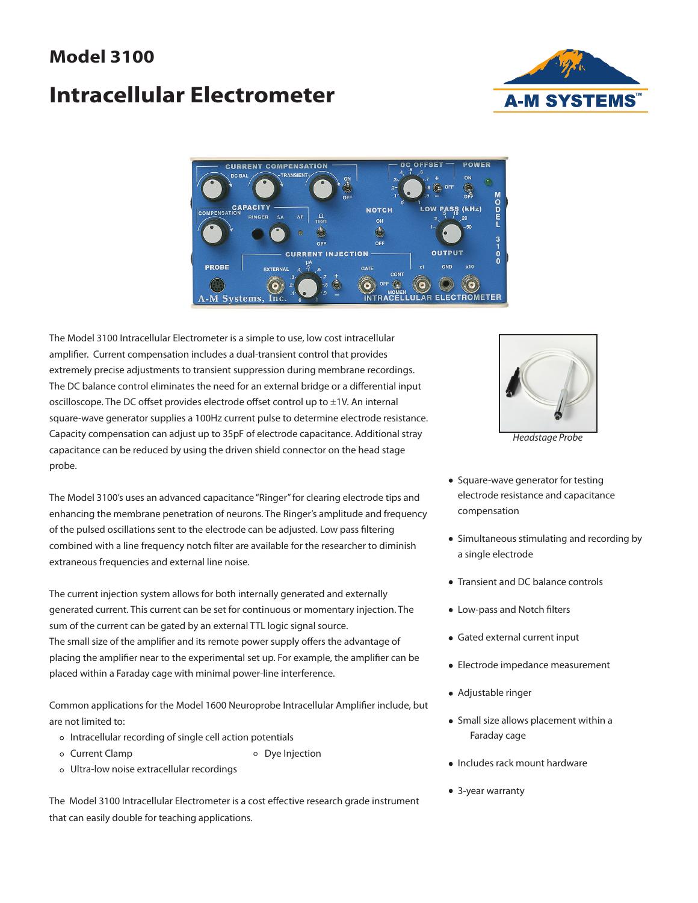# Model 3100

# Intracellular Electrometer

The Model 3100 Intracellular Electrometer is a simple to use, low cost intracellular amplifier. Current compensation includes a dual-transient control that provides extremely precise adjustments to transient suppression during membrane recordings. The DC balance control eliminates the need for an external bridge or a differential input oscilloscope. The DC offset provides electrode offset control up to ±1V. An internal square-wave generator supplies a 100Hz current pulse to determine electrode resistance. Capacity compensation can adjust up to 35pF of electrode capacitance. Additional stray capacitance can be reduced by using the driven shield connector on the head stage probe.

The Model 3100's uses an advanced capacitance "Ringer" for clearing electrode tips and enhancing the membrane penetration of neurons. The Ringer's amplitude and frequency of the pulsed oscillations sent to the electrode can be adjusted. Low pass filtering combined with a line frequency notch filter are available for the researcher to diminish extraneous frequencies and external line noise.

The current injection system allows for both internally generated and externally generated current. This current can be set for continuous or momentary injection. The sum of the current can be gated by an external TTL logic signal source.
The small size of the amplifier and its remote power supply offers the advantage of placing the amplifier near to the experimental set up. For example, the amplifier can be placed within a Faraday cage with minimal power-line interference.

Common applications for the Model 1600 Neuroprobe Intracellular Amplifier include, but are not limited to:

- Intracellular recording of single cell action potentials
- Current Clamp
- Dye Injection
- Ultra-low noise extracellular recordings

The Model 3100 Intracellular Electrometer is a cost effective research grade instrument that can easily double for teaching applications.

*Headstage Probe*

- Square-wave generator for testing electrode resistance and capacitance compensation
- Simultaneous stimulating and recording by a single electrode
- Transient and DC balance controls
- Low-pass and Notch filters
- Gated external current input
- Electrode impedance measurement
- Adjustable ringer
- Small size allows placement within a Faraday cage
- Includes rack mount hardware
- 3-year warranty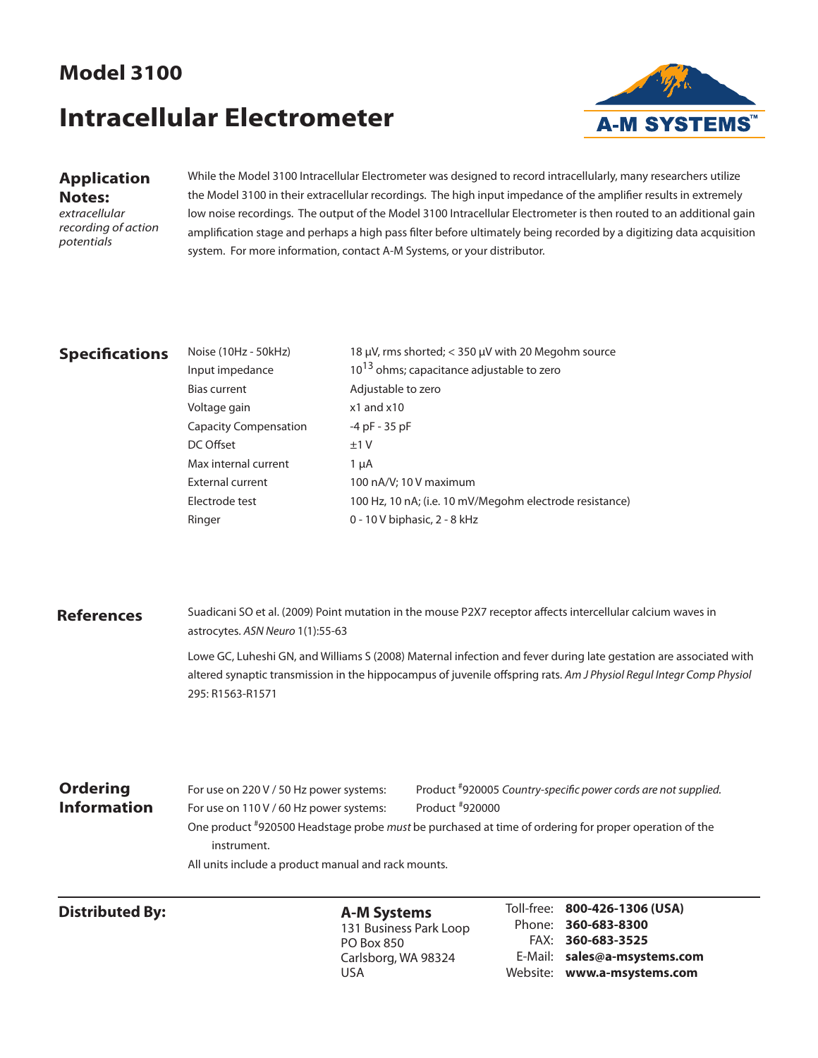# Model 3100

# Intracellular Electrometer

A-M SYSTEMS™

## Application Notes:

*extracellular recording of action potentials*

While the Model 3100 Intracellular Electrometer was designed to record intracellularly, many researchers utilize the Model 3100 in their extracellular recordings. The high input impedance of the amplifier results in extremely low noise recordings. The output of the Model 3100 Intracellular Electrometer is then routed to an additional gain amplification stage and perhaps a high pass filter before ultimately being recorded by a digitizing data acquisition system. For more information, contact A-M Systems, or your distributor.

## Specifications

| | |
|---|---|
| Noise (10Hz - 50kHz) | 18 µV, rms shorted; < 350 µV with 20 Megohm source |
| Input impedance | $10^{13}$ ohms; capacitance adjustable to zero |
| Bias current | Adjustable to zero |
| Voltage gain | x1 and x10 |
| Capacity Compensation | -4 pF - 35 pF |
| DC Offset | ±1 V |
| Max internal current | 1 µA |
| External current | 100 nA/V; 10 V maximum |
| Electrode test | 100 Hz, 10 nA; (i.e. 10 mV/Megohm electrode resistance) |
| Ringer | 0 - 10 V biphasic, 2 - 8 kHz |

## References

Suadicani SO et al. (2009) Point mutation in the mouse P2X7 receptor affects intercellular calcium waves in astrocytes. *ASN Neuro* 1(1):55-63

Lowe GC, Luheshi GN, and Williams S (2008) Maternal infection and fever during late gestation are associated with altered synaptic transmission in the hippocampus of juvenile offspring rats. *Am J Physiol Regul Integr Comp Physiol* 295: R1563-R1571

## Ordering Information

For use on 220 V / 50 Hz power systems: Product #920005 *Country-specific power cords are not supplied.*

For use on 110 V / 60 Hz power systems: Product #920000

One product #920500 Headstage probe *must* be purchased at time of ordering for proper operation of the instrument.

All units include a product manual and rack mounts.

**Distributed By:**

**A-M Systems**
131 Business Park Loop
PO Box 850
Carlsborg, WA 98324
USA

Toll-free: **800-426-1306 (USA)**
Phone: **360-683-8300**
FAX: **360-683-3525**
E-Mail: **sales@a-msystems.com**
Website: **www.a-msystems.com**